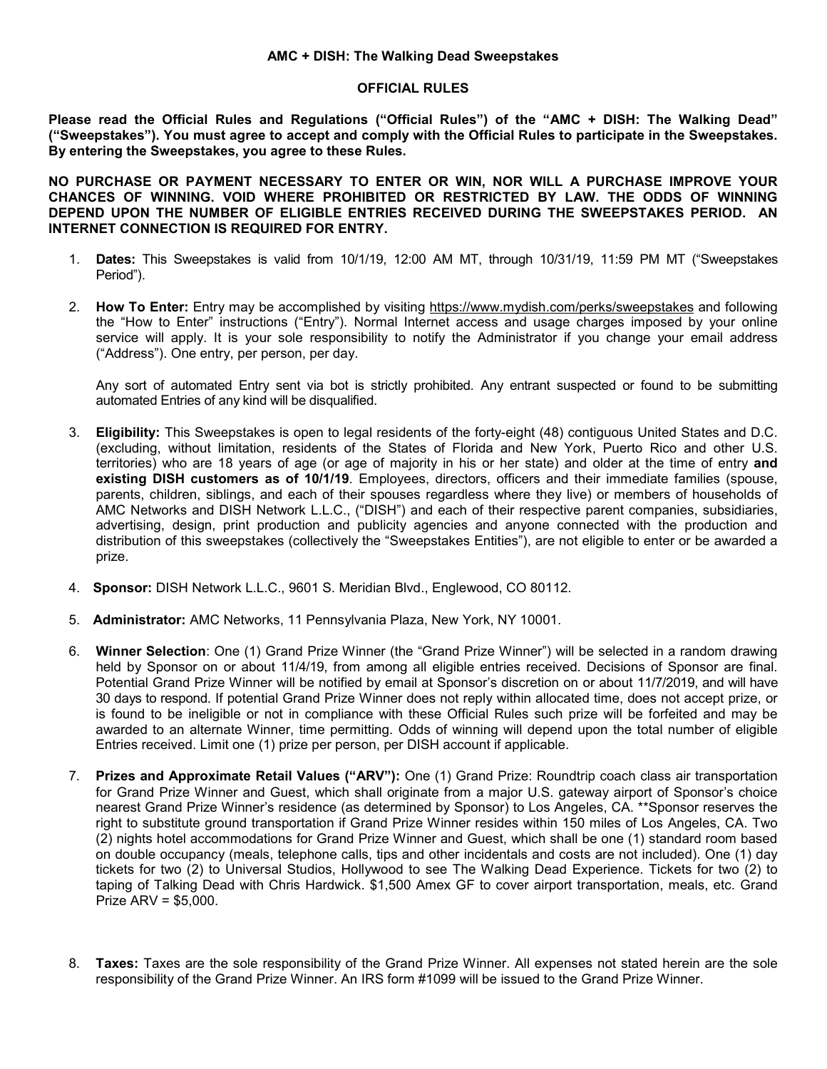# AMC + DISH: The Walking Dead Sweepstakes

## OFFICIAL RULES

**Please read the Official Rules and Regulations ("Official Rules") of the "AMC + DISH: The Walking Dead" ("Sweepstakes"). You must agree to accept and comply with the Official Rules to participate in the Sweepstakes. By entering the Sweepstakes, you agree to these Rules.**

**NO PURCHASE OR PAYMENT NECESSARY TO ENTER OR WIN, NOR WILL A PURCHASE IMPROVE YOUR CHANCES OF WINNING. VOID WHERE PROHIBITED OR RESTRICTED BY LAW. THE ODDS OF WINNING DEPEND UPON THE NUMBER OF ELIGIBLE ENTRIES RECEIVED DURING THE SWEEPSTAKES PERIOD. AN INTERNET CONNECTION IS REQUIRED FOR ENTRY.**

1. **Dates:** This Sweepstakes is valid from 10/1/19, 12:00 AM MT, through 10/31/19, 11:59 PM MT ("Sweepstakes Period").

2. **How To Enter:** Entry may be accomplished by visiting https://www.mydish.com/perks/sweepstakes and following the "How to Enter" instructions ("Entry"). Normal Internet access and usage charges imposed by your online service will apply. It is your sole responsibility to notify the Administrator if you change your email address ("Address"). One entry, per person, per day.

   Any sort of automated Entry sent via bot is strictly prohibited. Any entrant suspected or found to be submitting automated Entries of any kind will be disqualified.

3. **Eligibility:** This Sweepstakes is open to legal residents of the forty-eight (48) contiguous United States and D.C. (excluding, without limitation, residents of the States of Florida and New York, Puerto Rico and other U.S. territories) who are 18 years of age (or age of majority in his or her state) and older at the time of entry **and existing DISH customers as of 10/1/19**. Employees, directors, officers and their immediate families (spouse, parents, children, siblings, and each of their spouses regardless where they live) or members of households of AMC Networks and DISH Network L.L.C., ("DISH") and each of their respective parent companies, subsidiaries, advertising, design, print production and publicity agencies and anyone connected with the production and distribution of this sweepstakes (collectively the "Sweepstakes Entities"), are not eligible to enter or be awarded a prize.

4. **Sponsor:** DISH Network L.L.C., 9601 S. Meridian Blvd., Englewood, CO 80112.

5. **Administrator:** AMC Networks, 11 Pennsylvania Plaza, New York, NY 10001.

6. **Winner Selection**: One (1) Grand Prize Winner (the "Grand Prize Winner") will be selected in a random drawing held by Sponsor on or about 11/4/19, from among all eligible entries received. Decisions of Sponsor are final. Potential Grand Prize Winner will be notified by email at Sponsor's discretion on or about 11/7/2019, and will have 30 days to respond. If potential Grand Prize Winner does not reply within allocated time, does not accept prize, or is found to be ineligible or not in compliance with these Official Rules such prize will be forfeited and may be awarded to an alternate Winner, time permitting. Odds of winning will depend upon the total number of eligible Entries received. Limit one (1) prize per person, per DISH account if applicable.

7. **Prizes and Approximate Retail Values ("ARV"):** One (1) Grand Prize: Roundtrip coach class air transportation for Grand Prize Winner and Guest, which shall originate from a major U.S. gateway airport of Sponsor's choice nearest Grand Prize Winner's residence (as determined by Sponsor) to Los Angeles, CA. **Sponsor reserves the right to substitute ground transportation if Grand Prize Winner resides within 150 miles of Los Angeles, CA. Two (2) nights hotel accommodations for Grand Prize Winner and Guest, which shall be one (1) standard room based on double occupancy (meals, telephone calls, tips and other incidentals and costs are not included). One (1) day tickets for two (2) to Universal Studios, Hollywood to see The Walking Dead Experience. Tickets for two (2) to taping of Talking Dead with Chris Hardwick. $1,500 Amex GF to cover airport transportation, meals, etc. Grand Prize ARV = $5,000.

8. **Taxes:** Taxes are the sole responsibility of the Grand Prize Winner. All expenses not stated herein are the sole responsibility of the Grand Prize Winner. An IRS form #1099 will be issued to the Grand Prize Winner.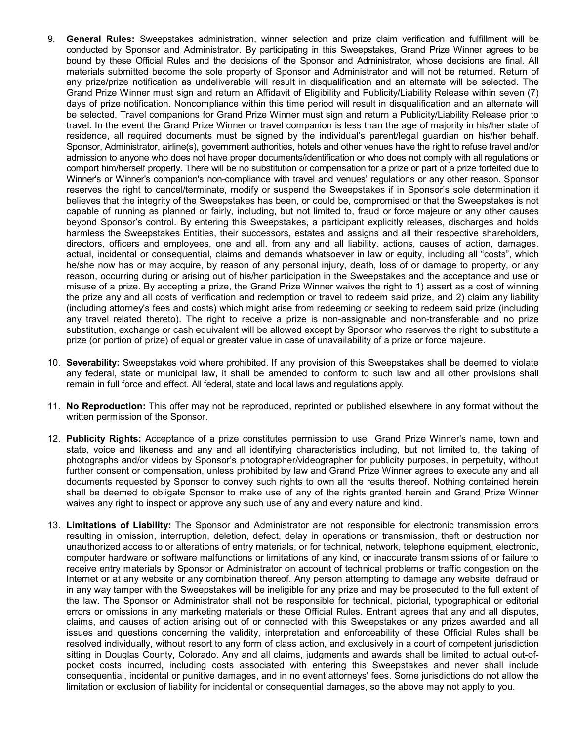9. **General Rules:** Sweepstakes administration, winner selection and prize claim verification and fulfillment will be conducted by Sponsor and Administrator. By participating in this Sweepstakes, Grand Prize Winner agrees to be bound by these Official Rules and the decisions of the Sponsor and Administrator, whose decisions are final. All materials submitted become the sole property of Sponsor and Administrator and will not be returned. Return of any prize/prize notification as undeliverable will result in disqualification and an alternate will be selected. The Grand Prize Winner must sign and return an Affidavit of Eligibility and Publicity/Liability Release within seven (7) days of prize notification. Noncompliance within this time period will result in disqualification and an alternate will be selected. Travel companions for Grand Prize Winner must sign and return a Publicity/Liability Release prior to travel. In the event the Grand Prize Winner or travel companion is less than the age of majority in his/her state of residence, all required documents must be signed by the individual's parent/legal guardian on his/her behalf. Sponsor, Administrator, airline(s), government authorities, hotels and other venues have the right to refuse travel and/or admission to anyone who does not have proper documents/identification or who does not comply with all regulations or comport him/herself properly. There will be no substitution or compensation for a prize or part of a prize forfeited due to Winner's or Winner's companion's non-compliance with travel and venues' regulations or any other reason. Sponsor reserves the right to cancel/terminate, modify or suspend the Sweepstakes if in Sponsor's sole determination it believes that the integrity of the Sweepstakes has been, or could be, compromised or that the Sweepstakes is not capable of running as planned or fairly, including, but not limited to, fraud or force majeure or any other causes beyond Sponsor's control. By entering this Sweepstakes, a participant explicitly releases, discharges and holds harmless the Sweepstakes Entities, their successors, estates and assigns and all their respective shareholders, directors, officers and employees, one and all, from any and all liability, actions, causes of action, damages, actual, incidental or consequential, claims and demands whatsoever in law or equity, including all "costs", which he/she now has or may acquire, by reason of any personal injury, death, loss of or damage to property, or any reason, occurring during or arising out of his/her participation in the Sweepstakes and the acceptance and use or misuse of a prize. By accepting a prize, the Grand Prize Winner waives the right to 1) assert as a cost of winning the prize any and all costs of verification and redemption or travel to redeem said prize, and 2) claim any liability (including attorney's fees and costs) which might arise from redeeming or seeking to redeem said prize (including any travel related thereto). The right to receive a prize is non-assignable and non-transferable and no prize substitution, exchange or cash equivalent will be allowed except by Sponsor who reserves the right to substitute a prize (or portion of prize) of equal or greater value in case of unavailability of a prize or force majeure.

10. **Severability:** Sweepstakes void where prohibited. If any provision of this Sweepstakes shall be deemed to violate any federal, state or municipal law, it shall be amended to conform to such law and all other provisions shall remain in full force and effect. All federal, state and local laws and regulations apply.

11. **No Reproduction:** This offer may not be reproduced, reprinted or published elsewhere in any format without the written permission of the Sponsor.

12. **Publicity Rights:** Acceptance of a prize constitutes permission to use Grand Prize Winner's name, town and state, voice and likeness and any and all identifying characteristics including, but not limited to, the taking of photographs and/or videos by Sponsor's photographer/videographer for publicity purposes, in perpetuity, without further consent or compensation, unless prohibited by law and Grand Prize Winner agrees to execute any and all documents requested by Sponsor to convey such rights to own all the results thereof. Nothing contained herein shall be deemed to obligate Sponsor to make use of any of the rights granted herein and Grand Prize Winner waives any right to inspect or approve any such use of any and every nature and kind.

13. **Limitations of Liability:** The Sponsor and Administrator are not responsible for electronic transmission errors resulting in omission, interruption, deletion, defect, delay in operations or transmission, theft or destruction nor unauthorized access to or alterations of entry materials, or for technical, network, telephone equipment, electronic, computer hardware or software malfunctions or limitations of any kind, or inaccurate transmissions of or failure to receive entry materials by Sponsor or Administrator on account of technical problems or traffic congestion on the Internet or at any website or any combination thereof. Any person attempting to damage any website, defraud or in any way tamper with the Sweepstakes will be ineligible for any prize and may be prosecuted to the full extent of the law. The Sponsor or Administrator shall not be responsible for technical, pictorial, typographical or editorial errors or omissions in any marketing materials or these Official Rules. Entrant agrees that any and all disputes, claims, and causes of action arising out of or connected with this Sweepstakes or any prizes awarded and all issues and questions concerning the validity, interpretation and enforceability of these Official Rules shall be resolved individually, without resort to any form of class action, and exclusively in a court of competent jurisdiction sitting in Douglas County, Colorado. Any and all claims, judgments and awards shall be limited to actual out-of-pocket costs incurred, including costs associated with entering this Sweepstakes and never shall include consequential, incidental or punitive damages, and in no event attorneys' fees. Some jurisdictions do not allow the limitation or exclusion of liability for incidental or consequential damages, so the above may not apply to you.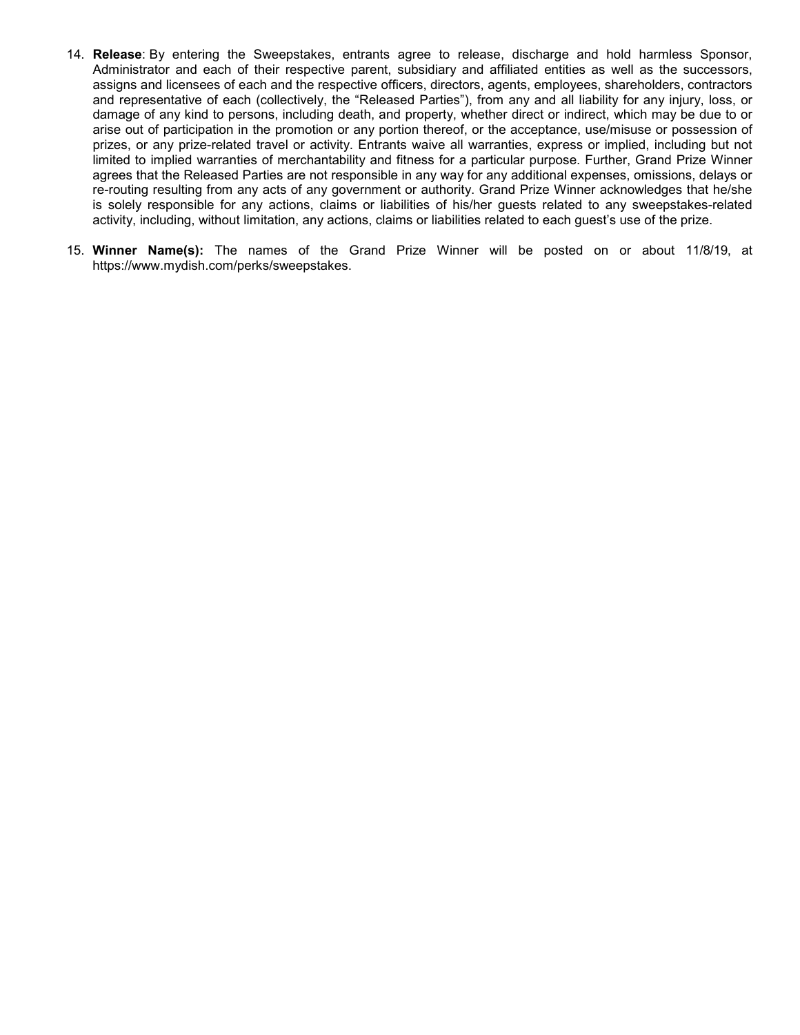14. **Release**: By entering the Sweepstakes, entrants agree to release, discharge and hold harmless Sponsor, Administrator and each of their respective parent, subsidiary and affiliated entities as well as the successors, assigns and licensees of each and the respective officers, directors, agents, employees, shareholders, contractors and representative of each (collectively, the "Released Parties"), from any and all liability for any injury, loss, or damage of any kind to persons, including death, and property, whether direct or indirect, which may be due to or arise out of participation in the promotion or any portion thereof, or the acceptance, use/misuse or possession of prizes, or any prize-related travel or activity. Entrants waive all warranties, express or implied, including but not limited to implied warranties of merchantability and fitness for a particular purpose. Further, Grand Prize Winner agrees that the Released Parties are not responsible in any way for any additional expenses, omissions, delays or re-routing resulting from any acts of any government or authority. Grand Prize Winner acknowledges that he/she is solely responsible for any actions, claims or liabilities of his/her guests related to any sweepstakes-related activity, including, without limitation, any actions, claims or liabilities related to each guest's use of the prize.

15. **Winner Name(s):** The names of the Grand Prize Winner will be posted on or about 11/8/19, at https://www.mydish.com/perks/sweepstakes.